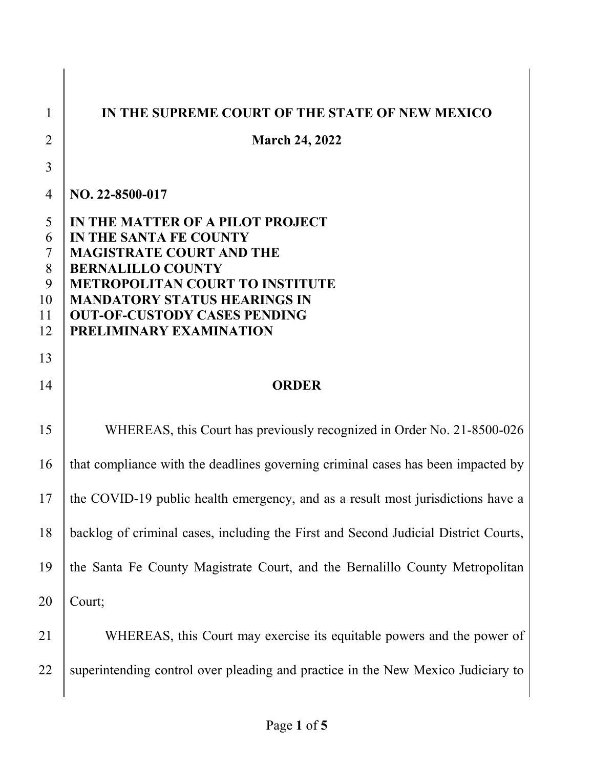**IN THE SUPREME COURT OF THE STATE OF NEW MEXICO**

**March 24, 2022**

**NO. 22-8500-017**

**IN THE MATTER OF A PILOT PROJECT IN THE SANTA FE COUNTY MAGISTRATE COURT AND THE BERNALILLO COUNTY METROPOLITAN COURT TO INSTITUTE MANDATORY STATUS HEARINGS IN OUT-OF-CUSTODY CASES PENDING PRELIMINARY EXAMINATION**

**ORDER**

WHEREAS, this Court has previously recognized in Order No. 21-8500-026 that compliance with the deadlines governing criminal cases has been impacted by the COVID-19 public health emergency, and as a result most jurisdictions have a backlog of criminal cases, including the First and Second Judicial District Courts, the Santa Fe County Magistrate Court, and the Bernalillo County Metropolitan Court;

WHEREAS, this Court may exercise its equitable powers and the power of superintending control over pleading and practice in the New Mexico Judiciary to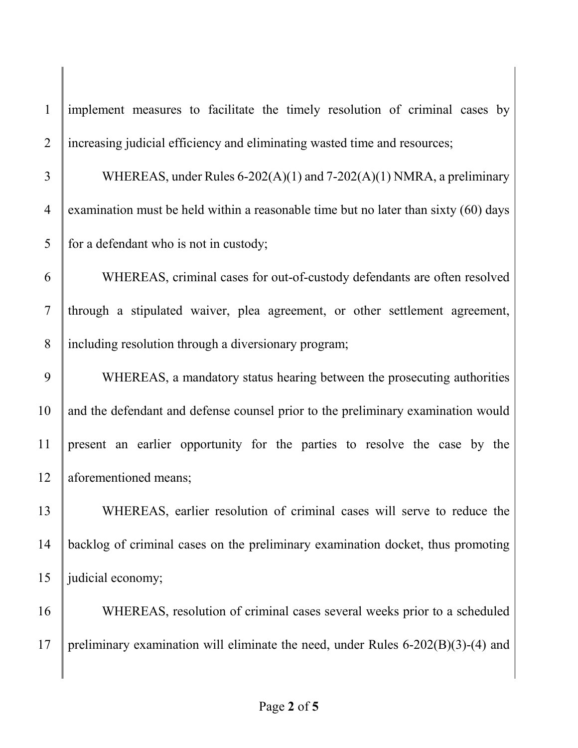implement measures to facilitate the timely resolution of criminal cases by increasing judicial efficiency and eliminating wasted time and resources;

WHEREAS, under Rules 6-202(A)(1) and 7-202(A)(1) NMRA, a preliminary examination must be held within a reasonable time but no later than sixty (60) days for a defendant who is not in custody;

WHEREAS, criminal cases for out-of-custody defendants are often resolved through a stipulated waiver, plea agreement, or other settlement agreement, including resolution through a diversionary program;

WHEREAS, a mandatory status hearing between the prosecuting authorities and the defendant and defense counsel prior to the preliminary examination would present an earlier opportunity for the parties to resolve the case by the aforementioned means;

WHEREAS, earlier resolution of criminal cases will serve to reduce the backlog of criminal cases on the preliminary examination docket, thus promoting judicial economy;

WHEREAS, resolution of criminal cases several weeks prior to a scheduled preliminary examination will eliminate the need, under Rules 6-202(B)(3)-(4) and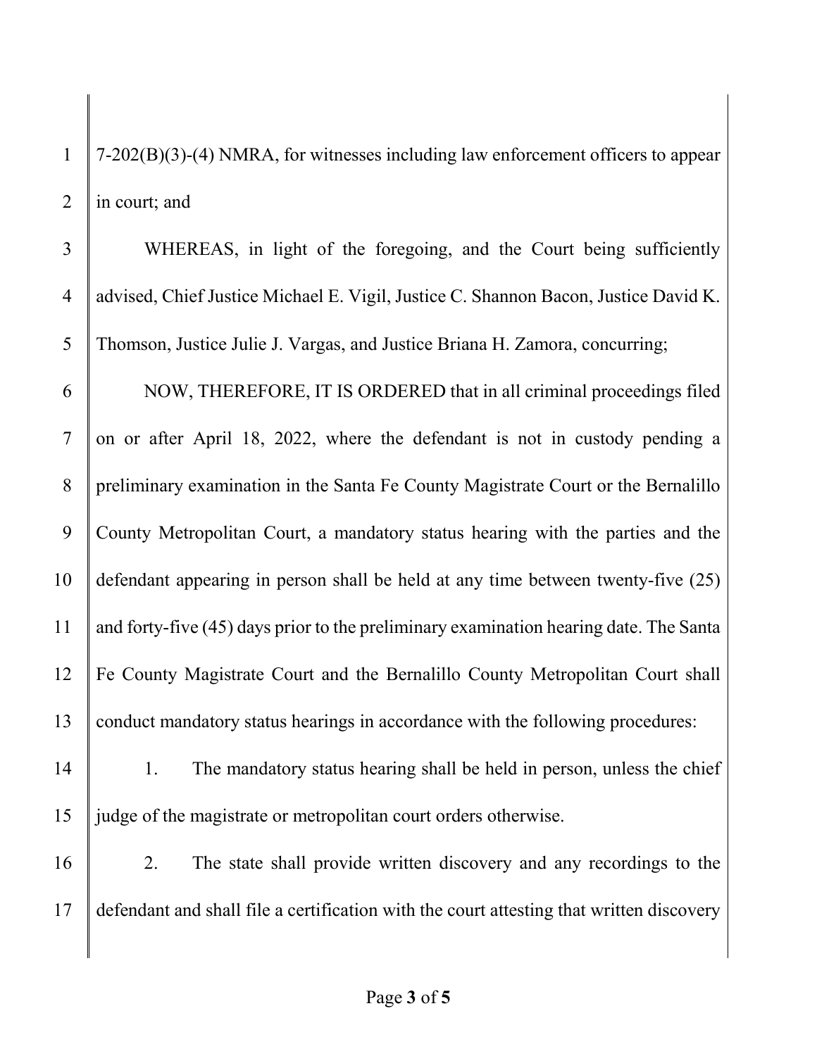7-202(B)(3)-(4) NMRA, for witnesses including law enforcement officers to appear in court; and

WHEREAS, in light of the foregoing, and the Court being sufficiently advised, Chief Justice Michael E. Vigil, Justice C. Shannon Bacon, Justice David K. Thomson, Justice Julie J. Vargas, and Justice Briana H. Zamora, concurring;

NOW, THEREFORE, IT IS ORDERED that in all criminal proceedings filed on or after April 18, 2022, where the defendant is not in custody pending a preliminary examination in the Santa Fe County Magistrate Court or the Bernalillo County Metropolitan Court, a mandatory status hearing with the parties and the defendant appearing in person shall be held at any time between twenty-five (25) and forty-five (45) days prior to the preliminary examination hearing date. The Santa Fe County Magistrate Court and the Bernalillo County Metropolitan Court shall conduct mandatory status hearings in accordance with the following procedures:

1. The mandatory status hearing shall be held in person, unless the chief judge of the magistrate or metropolitan court orders otherwise.

2. The state shall provide written discovery and any recordings to the defendant and shall file a certification with the court attesting that written discovery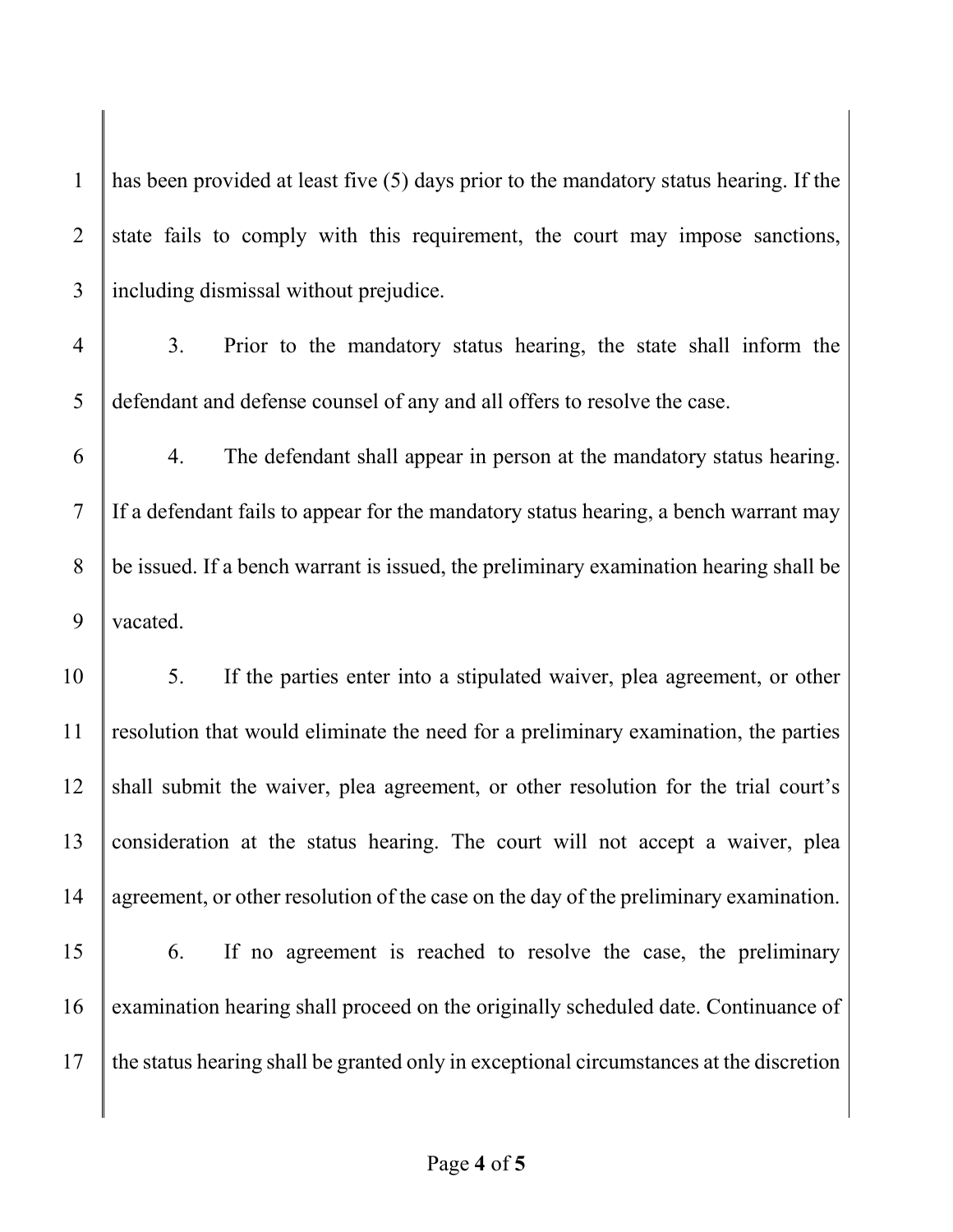has been provided at least five (5) days prior to the mandatory status hearing. If the state fails to comply with this requirement, the court may impose sanctions, including dismissal without prejudice.

3. Prior to the mandatory status hearing, the state shall inform the defendant and defense counsel of any and all offers to resolve the case.

4. The defendant shall appear in person at the mandatory status hearing. If a defendant fails to appear for the mandatory status hearing, a bench warrant may be issued. If a bench warrant is issued, the preliminary examination hearing shall be vacated.

5. If the parties enter into a stipulated waiver, plea agreement, or other resolution that would eliminate the need for a preliminary examination, the parties shall submit the waiver, plea agreement, or other resolution for the trial court's consideration at the status hearing. The court will not accept a waiver, plea agreement, or other resolution of the case on the day of the preliminary examination.

6. If no agreement is reached to resolve the case, the preliminary examination hearing shall proceed on the originally scheduled date. Continuance of the status hearing shall be granted only in exceptional circumstances at the discretion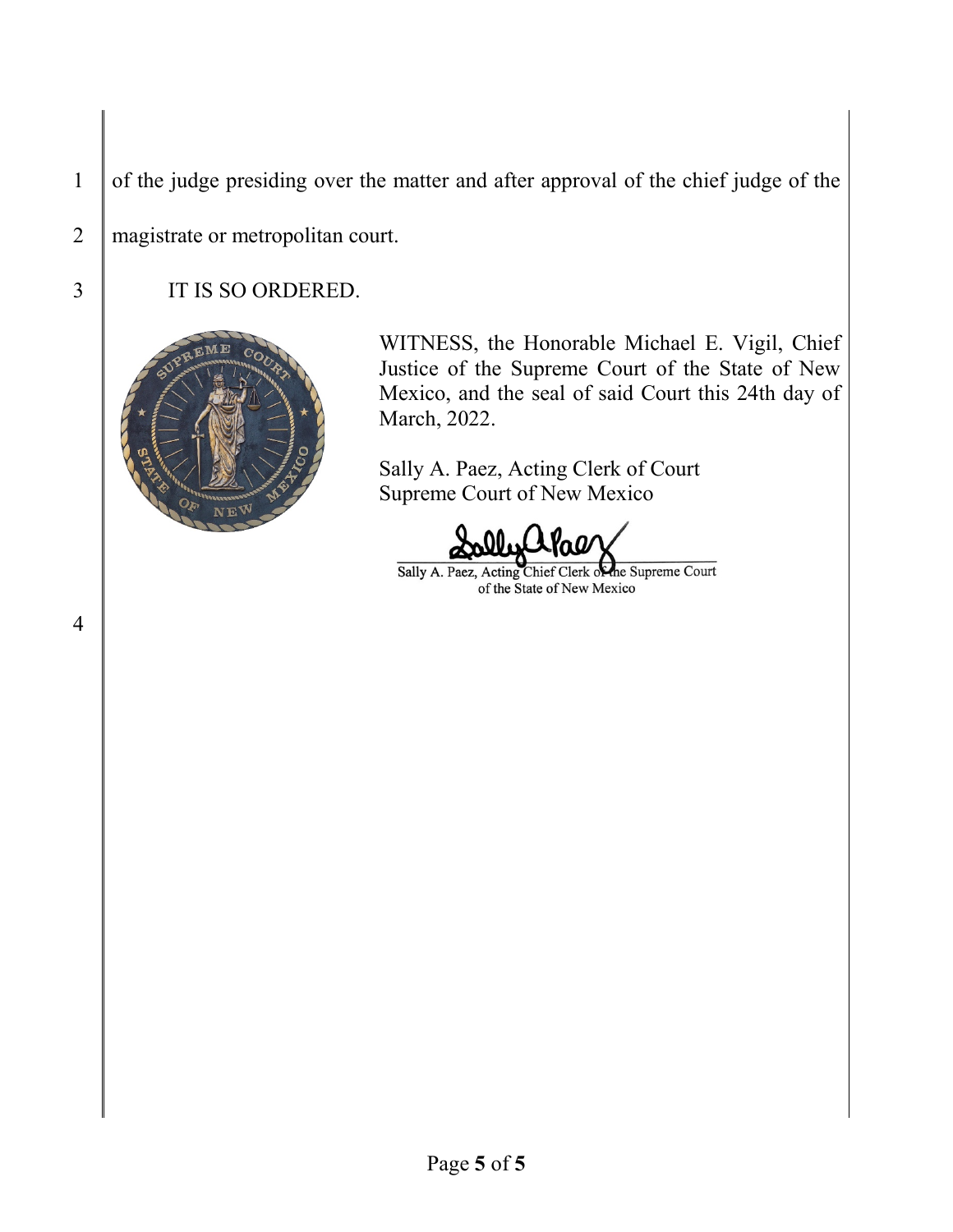of the judge presiding over the matter and after approval of the chief judge of the magistrate or metropolitan court.

IT IS SO ORDERED.

WITNESS, the Honorable Michael E. Vigil, Chief Justice of the Supreme Court of the State of New Mexico, and the seal of said Court this 24th day of March, 2022.

Sally A. Paez, Acting Clerk of Court
Supreme Court of New Mexico

Sally A. Paez, Acting Chief Clerk of the Supreme Court
of the State of New Mexico